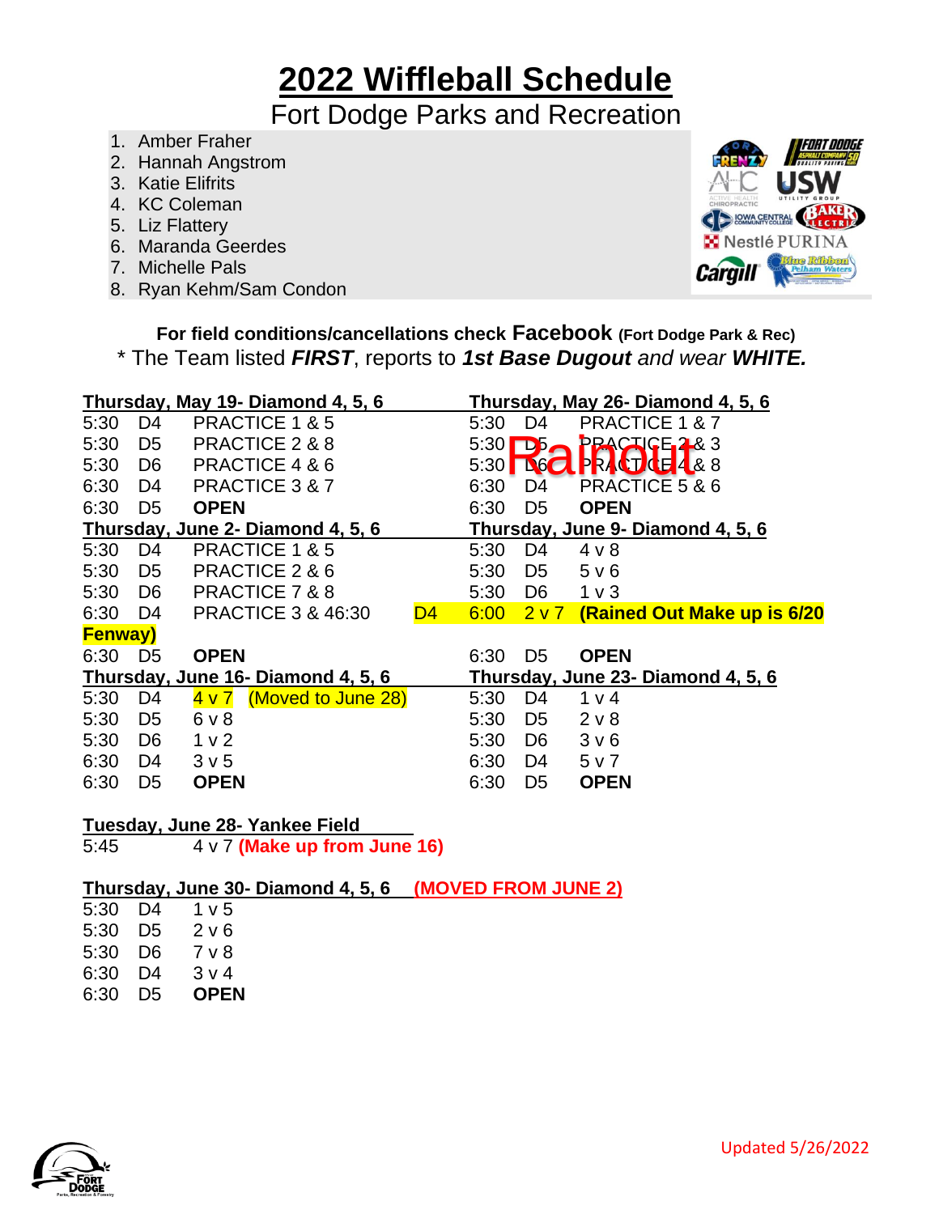# 2022 Wiffleball Schedule

## Fort Dodge Parks and Recreation

1. Amber Fraher
2. Hannah Angstrom
3. Katie Elifrits
4. KC Coleman
5. Liz Flattery
6. Maranda Geerdes
7. Michelle Pals
8. Ryan Kehm/Sam Condon

**For field conditions/cancellations check Facebook (Fort Dodge Park & Rec)**

\* The Team listed ***FIRST***, reports to ***1st Base Dugout*** *and wear* ***WHITE.***

**Thursday, May 19- Diamond 4, 5, 6**

| | | |
|---|---|---|
| 5:30 | D4 | PRACTICE 1 & 5 |
| 5:30 | D5 | PRACTICE 2 & 8 |
| 5:30 | D6 | PRACTICE 4 & 6 |
| 6:30 | D4 | PRACTICE 3 & 7 |
| 6:30 | D5 | **OPEN** |

**Thursday, May 26- Diamond 4, 5, 6** — Rainout

| | | |
|---|---|---|
| 5:30 | D4 | PRACTICE 1 & 7 |
| 5:30 | D5 | PRACTICE 2 & 3 |
| 5:30 | D6 | PRACTICE 4 & 8 |
| 6:30 | D4 | PRACTICE 5 & 6 |
| 6:30 | D5 | **OPEN** |

**Thursday, June 2- Diamond 4, 5, 6**

| | | |
|---|---|---|
| 5:30 | D4 | PRACTICE 1 & 5 |
| 5:30 | D5 | PRACTICE 2 & 6 |
| 5:30 | D6 | PRACTICE 7 & 8 |
| 6:30 | D4 | PRACTICE 3 & 4 |
| 6:30 | D5 | **OPEN** |

**Thursday, June 9- Diamond 4, 5, 6**

| | | |
|---|---|---|
| 5:30 | D4 | 4 v 8 |
| 5:30 | D5 | 5 v 6 |
| 5:30 | D6 | 1 v 3 |
| 6:30 (D4 6:00 Fenway) | D4 | 2 v 7 **(Rained Out Make up is 6/20)** |
| 6:30 | D5 | **OPEN** |

**Thursday, June 16- Diamond 4, 5, 6**

| | | |
|---|---|---|
| 5:30 | D4 | 4 v 7 (Moved to June 28) |
| 5:30 | D5 | 6 v 8 |
| 5:30 | D6 | 1 v 2 |
| 6:30 | D4 | 3 v 5 |
| 6:30 | D5 | **OPEN** |

**Thursday, June 23- Diamond 4, 5, 6**

| | | |
|---|---|---|
| 5:30 | D4 | 1 v 4 |
| 5:30 | D5 | 2 v 8 |
| 5:30 | D6 | 3 v 6 |
| 6:30 | D4 | 5 v 7 |
| 6:30 | D5 | **OPEN** |

**Tuesday, June 28- Yankee Field**

5:45 4 v 7 **(Make up from June 16)**

**Thursday, June 30- Diamond 4, 5, 6** **(MOVED FROM JUNE 2)**

| | | |
|---|---|---|
| 5:30 | D4 | 1 v 5 |
| 5:30 | D5 | 2 v 6 |
| 5:30 | D6 | 7 v 8 |
| 6:30 | D4 | 3 v 4 |
| 6:30 | D5 | **OPEN** |

Updated 5/26/2022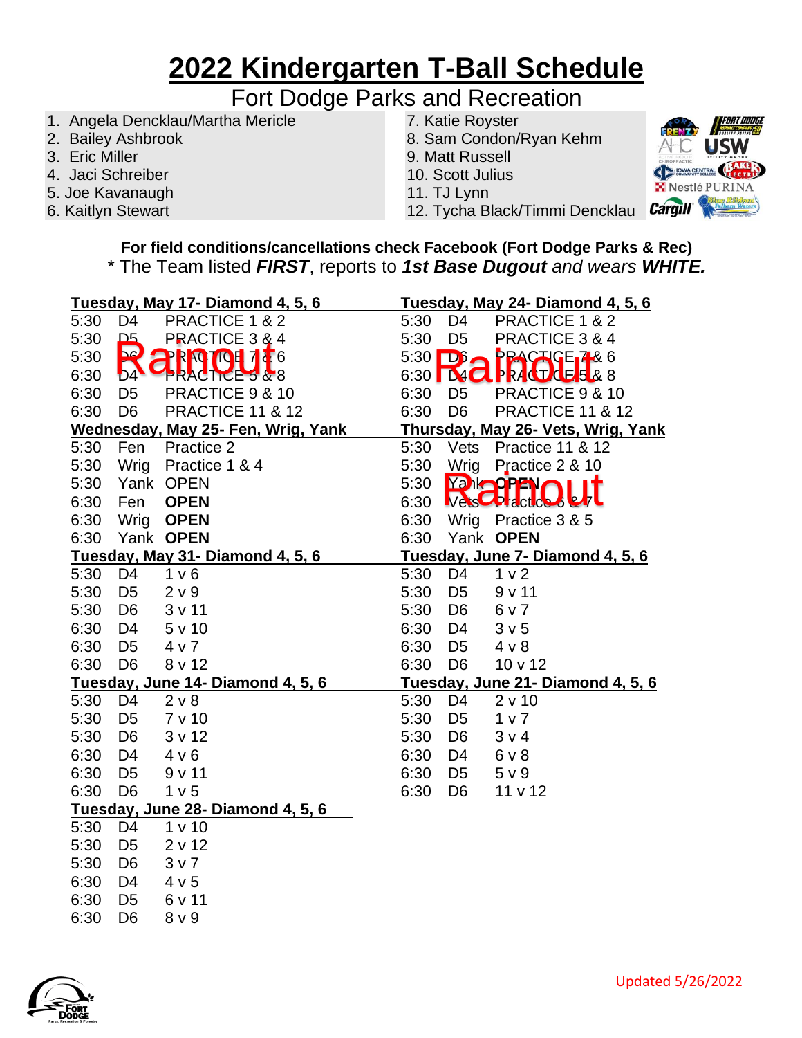# 2022 Kindergarten T-Ball Schedule

## Fort Dodge Parks and Recreation

1. Angela Dencklau/Martha Mericle
2. Bailey Ashbrook
3. Eric Miller
4. Jaci Schreiber
5. Joe Kavanaugh
6. Kaitlyn Stewart
7. Katie Royster
8. Sam Condon/Ryan Kehm
9. Matt Russell
10. Scott Julius
11. TJ Lynn
12. Tycha Black/Timmi Dencklau

**For field conditions/cancellations check Facebook (Fort Dodge Parks & Rec)**

\* The Team listed ***FIRST***, reports to ***1st Base Dugout*** *and wears* ***WHITE.***

**Tuesday, May 17- Diamond 4, 5, 6** — Rainout

| | | |
|---|---|---|
| 5:30 | D4 | PRACTICE 1 & 2 |
| 5:30 | D5 | PRACTICE 3 & 4 |
| 5:30 | D6 | PRACTICE 7 & 6 |
| 6:30 | D4 | PRACTICE 5 & 8 |
| 6:30 | D5 | PRACTICE 9 & 10 |
| 6:30 | D6 | PRACTICE 11 & 12 |

**Tuesday, May 24- Diamond 4, 5, 6** — Rainout

| | | |
|---|---|---|
| 5:30 | D4 | PRACTICE 1 & 2 |
| 5:30 | D5 | PRACTICE 3 & 4 |
| 5:30 | D6 | PRACTICE 7 & 6 |
| 6:30 | D4 | PRACTICE 5 & 8 |
| 6:30 | D5 | PRACTICE 9 & 10 |
| 6:30 | D6 | PRACTICE 11 & 12 |

**Wednesday, May 25- Fen, Wrig, Yank**

| | | |
|---|---|---|
| 5:30 | Fen | Practice 2 |
| 5:30 | Wrig | Practice 1 & 4 |
| 5:30 | Yank | OPEN |
| 6:30 | Fen | **OPEN** |
| 6:30 | Wrig | **OPEN** |
| 6:30 | Yank | **OPEN** |

**Thursday, May 26- Vets, Wrig, Yank** — Rainout

| | | |
|---|---|---|
| 5:30 | Vets | Practice 11 & 12 |
| 5:30 | Wrig | Practice 2 & 10 |
| 5:30 | Yank | OPEN |
| 6:30 | Vets | Practice 6 & 7 |
| 6:30 | Wrig | Practice 3 & 5 |
| 6:30 | Yank | **OPEN** |

**Tuesday, May 31- Diamond 4, 5, 6**

| | | |
|---|---|---|
| 5:30 | D4 | 1 v 6 |
| 5:30 | D5 | 2 v 9 |
| 5:30 | D6 | 3 v 11 |
| 6:30 | D4 | 5 v 10 |
| 6:30 | D5 | 4 v 7 |
| 6:30 | D6 | 8 v 12 |

**Tuesday, June 7- Diamond 4, 5, 6**

| | | |
|---|---|---|
| 5:30 | D4 | 1 v 2 |
| 5:30 | D5 | 9 v 11 |
| 5:30 | D6 | 6 v 7 |
| 6:30 | D4 | 3 v 5 |
| 6:30 | D5 | 4 v 8 |
| 6:30 | D6 | 10 v 12 |

**Tuesday, June 14- Diamond 4, 5, 6**

| | | |
|---|---|---|
| 5:30 | D4 | 2 v 8 |
| 5:30 | D5 | 7 v 10 |
| 5:30 | D6 | 3 v 12 |
| 6:30 | D4 | 4 v 6 |
| 6:30 | D5 | 9 v 11 |
| 6:30 | D6 | 1 v 5 |

**Tuesday, June 21- Diamond 4, 5, 6**

| | | |
|---|---|---|
| 5:30 | D4 | 2 v 10 |
| 5:30 | D5 | 1 v 7 |
| 5:30 | D6 | 3 v 4 |
| 6:30 | D4 | 6 v 8 |
| 6:30 | D5 | 5 v 9 |
| 6:30 | D6 | 11 v 12 |

**Tuesday, June 28- Diamond 4, 5, 6**

| | | |
|---|---|---|
| 5:30 | D4 | 1 v 10 |
| 5:30 | D5 | 2 v 12 |
| 5:30 | D6 | 3 v 7 |
| 6:30 | D4 | 4 v 5 |
| 6:30 | D5 | 6 v 11 |
| 6:30 | D6 | 8 v 9 |

Updated 5/26/2022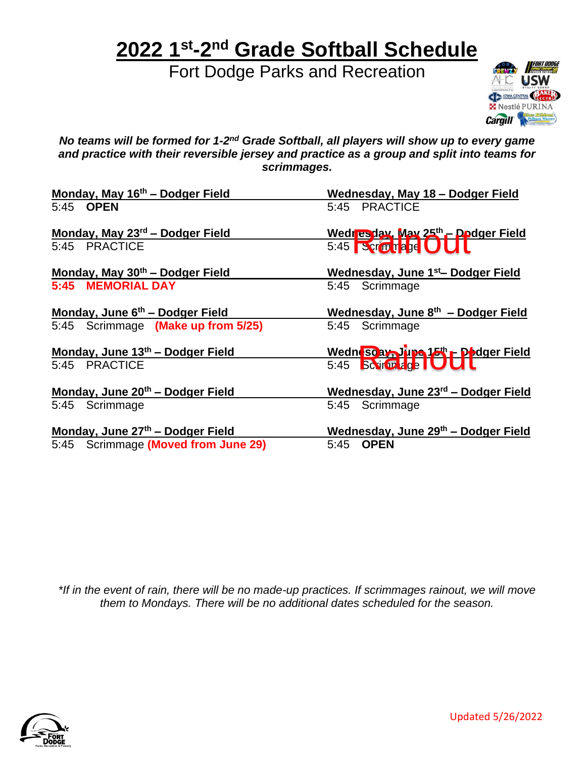# 2022 1st-2nd Grade Softball Schedule

Fort Dodge Parks and Recreation

***No teams will be formed for 1-2nd Grade Softball, all players will show up to every game and practice with their reversible jersey and practice as a group and split into teams for scrimmages.***

**Monday, May 16th – Dodger Field**
5:45 **OPEN**

**Wednesday, May 18 – Dodger Field**
5:45 PRACTICE

**Monday, May 23rd – Dodger Field**
5:45 PRACTICE

**Wednesday, May 25th – Dodger Field**
5:45 Scrimmage — Rainout

**Monday, May 30th – Dodger Field**
**5:45 MEMORIAL DAY**

**Wednesday, June 1st– Dodger Field**
5:45 Scrimmage

**Monday, June 6th – Dodger Field**
5:45 Scrimmage **(Make up from 5/25)**

**Wednesday, June 8th – Dodger Field**
5:45 Scrimmage

**Monday, June 13th – Dodger Field**
5:45 PRACTICE

**Wednesday, June 15th – Dodger Field**
5:45 Scrimmage — Rainout

**Monday, June 20th – Dodger Field**
5:45 Scrimmage

**Wednesday, June 23rd – Dodger Field**
5:45 Scrimmage

**Monday, June 27th – Dodger Field**
5:45 Scrimmage **(Moved from June 29)**

**Wednesday, June 29th – Dodger Field**
5:45 **OPEN**

*\*If in the event of rain, there will be no made-up practices. If scrimmages rainout, we will move them to Mondays. There will be no additional dates scheduled for the season.*

Updated 5/26/2022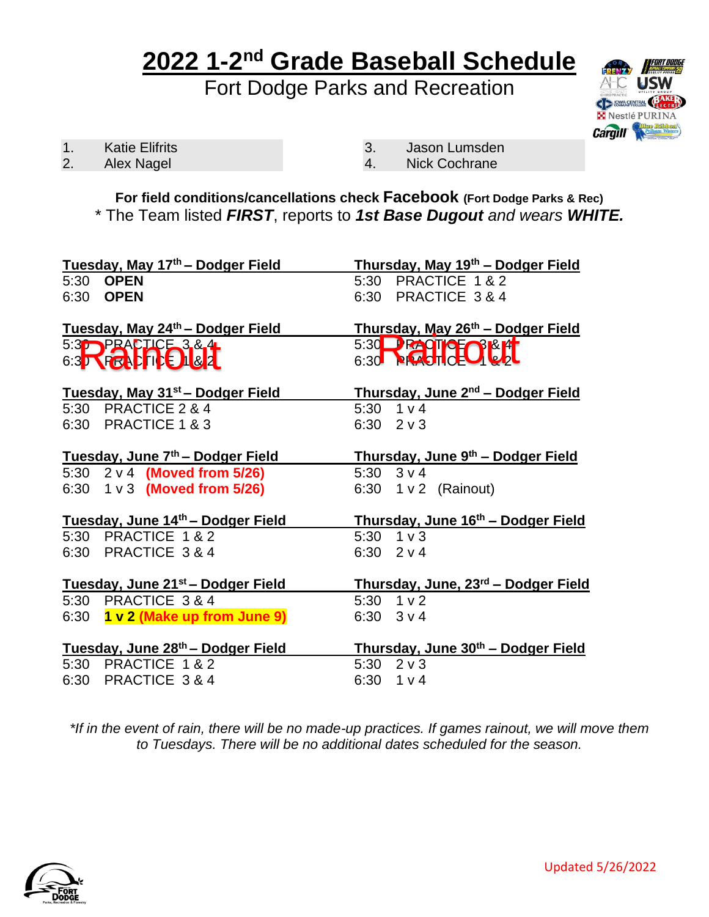# 2022 1-2nd Grade Baseball Schedule

## Fort Dodge Parks and Recreation

1. Katie Elifrits
2. Alex Nagel
3. Jason Lumsden
4. Nick Cochrane

**For field conditions/cancellations check Facebook (Fort Dodge Parks & Rec)**

\* The Team listed ***FIRST***, reports to ***1st Base Dugout*** *and wears* ***WHITE.***

**Tuesday, May 17th – Dodger Field**
5:30 **OPEN**
6:30 **OPEN**

**Thursday, May 19th – Dodger Field**
5:30 PRACTICE 1 & 2
6:30 PRACTICE 3 & 4

**Tuesday, May 24th – Dodger Field** — Rainout
5:30 PRACTICE 3 & 4
6:30 PRACTICE 1 & 2

**Thursday, May 26th – Dodger Field** — Rainout
5:30 PRACTICE 3 & 4
6:30 PRACTICE 1 & 2

**Tuesday, May 31st – Dodger Field**
5:30 PRACTICE 2 & 4
6:30 PRACTICE 1 & 3

**Thursday, June 2nd – Dodger Field**
5:30 1 v 4
6:30 2 v 3

**Tuesday, June 7th – Dodger Field**
5:30 2 v 4 **(Moved from 5/26)**
6:30 1 v 3 **(Moved from 5/26)**

**Thursday, June 9th – Dodger Field**
5:30 3 v 4
6:30 1 v 2 (Rainout)

**Tuesday, June 14th – Dodger Field**
5:30 PRACTICE 1 & 2
6:30 PRACTICE 3 & 4

**Thursday, June 16th – Dodger Field**
5:30 1 v 3
6:30 2 v 4

**Tuesday, June 21st – Dodger Field**
5:30 PRACTICE 3 & 4
6:30 **1 v 2 (Make up from June 9)**

**Thursday, June, 23rd – Dodger Field**
5:30 1 v 2
6:30 3 v 4

**Tuesday, June 28th – Dodger Field**
5:30 PRACTICE 1 & 2
6:30 PRACTICE 3 & 4

**Thursday, June 30th – Dodger Field**
5:30 2 v 3
6:30 1 v 4

*\*If in the event of rain, there will be no made-up practices. If games rainout, we will move them to Tuesdays. There will be no additional dates scheduled for the season.*

Updated 5/26/2022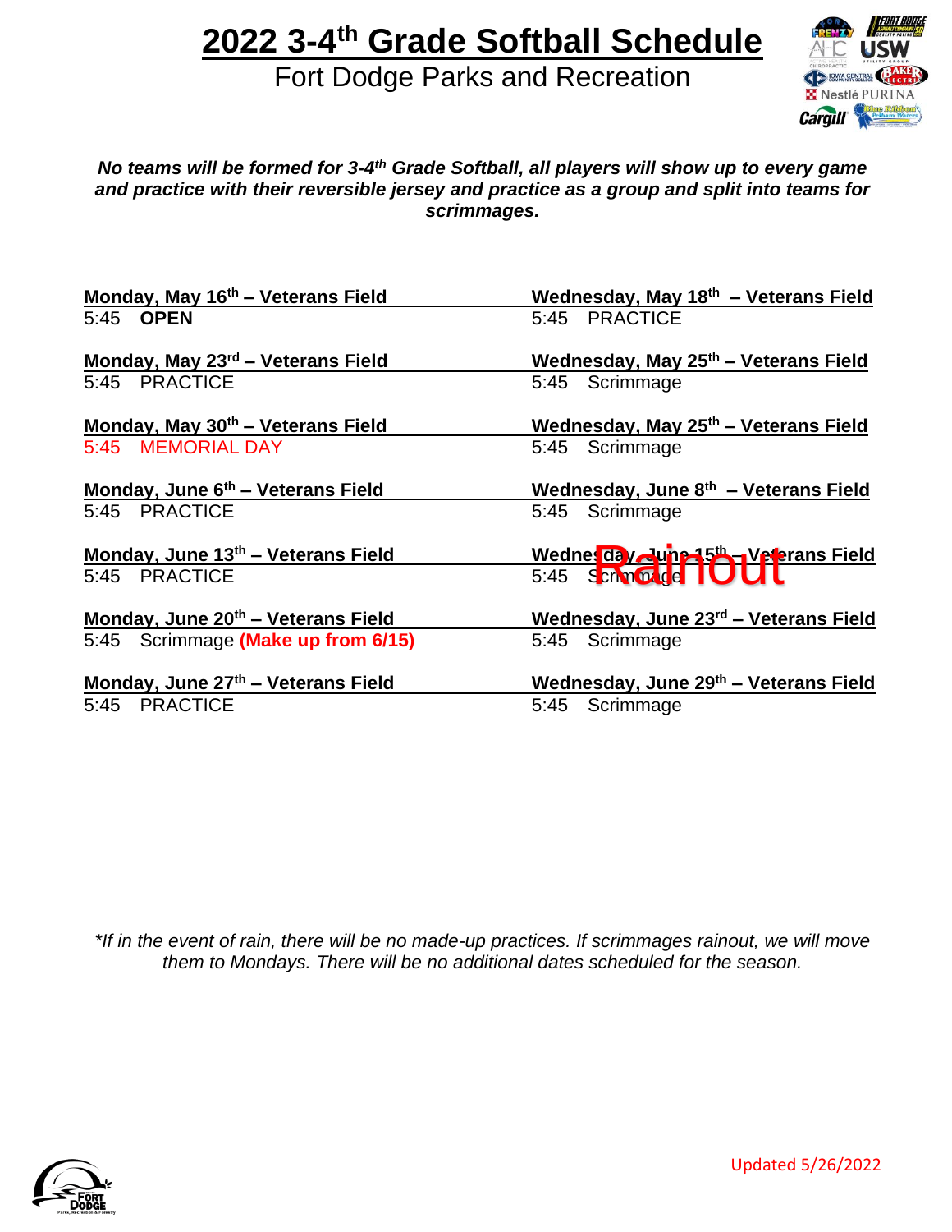# 2022 3-4th Grade Softball Schedule

## Fort Dodge Parks and Recreation

***No teams will be formed for 3-4th Grade Softball, all players will show up to every game and practice with their reversible jersey and practice as a group and split into teams for scrimmages.***

**Monday, May 16th – Veterans Field**
5:45 **OPEN**

**Wednesday, May 18th – Veterans Field**
5:45 PRACTICE

**Monday, May 23rd – Veterans Field**
5:45 PRACTICE

**Wednesday, May 25th – Veterans Field**
5:45 Scrimmage

**Monday, May 30th – Veterans Field**
5:45 MEMORIAL DAY

**Wednesday, May 25th – Veterans Field**
5:45 Scrimmage

**Monday, June 6th – Veterans Field**
5:45 PRACTICE

**Wednesday, June 8th – Veterans Field**
5:45 Scrimmage

**Monday, June 13th – Veterans Field**
5:45 PRACTICE

**Wednesday, June 15th – Veterans Field**
5:45 Scrimmage
Rainout

**Monday, June 20th – Veterans Field**
5:45 Scrimmage **(Make up from 6/15)**

**Wednesday, June 23rd – Veterans Field**
5:45 Scrimmage

**Monday, June 27th – Veterans Field**
5:45 PRACTICE

**Wednesday, June 29th – Veterans Field**
5:45 Scrimmage

*\*If in the event of rain, there will be no made-up practices. If scrimmages rainout, we will move them to Mondays. There will be no additional dates scheduled for the season.*

Updated 5/26/2022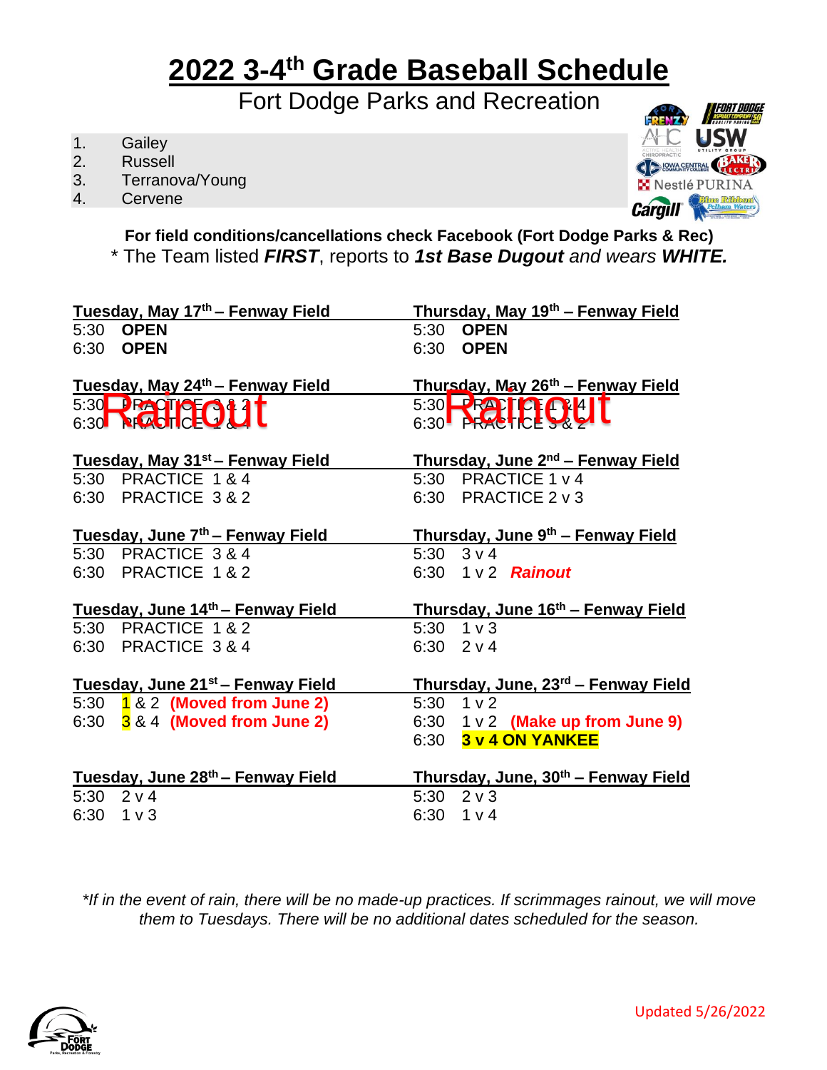# 2022 3-4th Grade Baseball Schedule

Fort Dodge Parks and Recreation

1. Gailey
2. Russell
3. Terranova/Young
4. Cervene

**For field conditions/cancellations check Facebook (Fort Dodge Parks & Rec)**

* The Team listed ***FIRST***, reports to ***1st Base Dugout*** and wears ***WHITE.***

**Tuesday, May 17th – Fenway Field**

5:30 **OPEN**
6:30 **OPEN**

**Thursday, May 19th – Fenway Field**

5:30 **OPEN**
6:30 **OPEN**

**Tuesday, May 24th – Fenway Field** — Rainout

5:30 PRACTICE 3 & 2
6:30 PRACTICE 1 & 4

**Thursday, May 26th – Fenway Field** — Rainout

5:30 PRACTICE 1 & 4
6:30 PRACTICE 3 & 2

**Tuesday, May 31st – Fenway Field**

5:30 PRACTICE 1 & 4
6:30 PRACTICE 3 & 2

**Thursday, June 2nd – Fenway Field**

5:30 PRACTICE 1 v 4
6:30 PRACTICE 2 v 3

**Tuesday, June 7th – Fenway Field**

5:30 PRACTICE 3 & 4
6:30 PRACTICE 1 & 2

**Thursday, June 9th – Fenway Field**

5:30 3 v 4
6:30 1 v 2 ***Rainout***

**Tuesday, June 14th – Fenway Field**

5:30 PRACTICE 1 & 2
6:30 PRACTICE 3 & 4

**Thursday, June 16th – Fenway Field**

5:30 1 v 3
6:30 2 v 4

**Tuesday, June 21st – Fenway Field**

5:30 1 & 2 **(Moved from June 2)**
6:30 3 & 4 **(Moved from June 2)**

**Thursday, June, 23rd – Fenway Field**

5:30 1 v 2
6:30 1 v 2 **(Make up from June 9)**
6:30 **3 v 4 ON YANKEE**

**Tuesday, June 28th – Fenway Field**

5:30 2 v 4
6:30 1 v 3

**Thursday, June, 30th – Fenway Field**

5:30 2 v 3
6:30 1 v 4

**If in the event of rain, there will be no made-up practices. If scrimmages rainout, we will move them to Tuesdays. There will be no additional dates scheduled for the season.*

Updated 5/26/2022